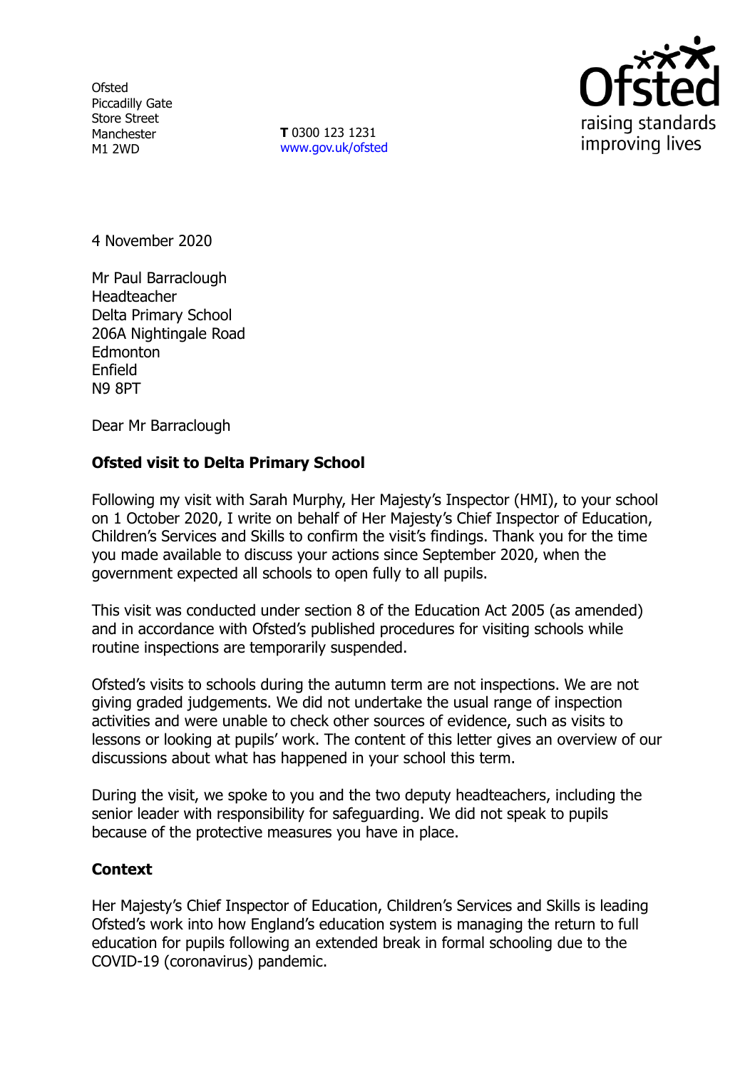Ofsted
Piccadilly Gate
Store Street
Manchester
M1 2WD

**T** 0300 123 1231
www.gov.uk/ofsted

4 November 2020

Mr Paul Barraclough
Headteacher
Delta Primary School
206A Nightingale Road
Edmonton
Enfield
N9 8PT

Dear Mr Barraclough

**Ofsted visit to Delta Primary School**

Following my visit with Sarah Murphy, Her Majesty's Inspector (HMI), to your school on 1 October 2020, I write on behalf of Her Majesty's Chief Inspector of Education, Children's Services and Skills to confirm the visit's findings. Thank you for the time you made available to discuss your actions since September 2020, when the government expected all schools to open fully to all pupils.

This visit was conducted under section 8 of the Education Act 2005 (as amended) and in accordance with Ofsted's published procedures for visiting schools while routine inspections are temporarily suspended.

Ofsted's visits to schools during the autumn term are not inspections. We are not giving graded judgements. We did not undertake the usual range of inspection activities and were unable to check other sources of evidence, such as visits to lessons or looking at pupils' work. The content of this letter gives an overview of our discussions about what has happened in your school this term.

During the visit, we spoke to you and the two deputy headteachers, including the senior leader with responsibility for safeguarding. We did not speak to pupils because of the protective measures you have in place.

**Context**

Her Majesty's Chief Inspector of Education, Children's Services and Skills is leading Ofsted's work into how England's education system is managing the return to full education for pupils following an extended break in formal schooling due to the COVID-19 (coronavirus) pandemic.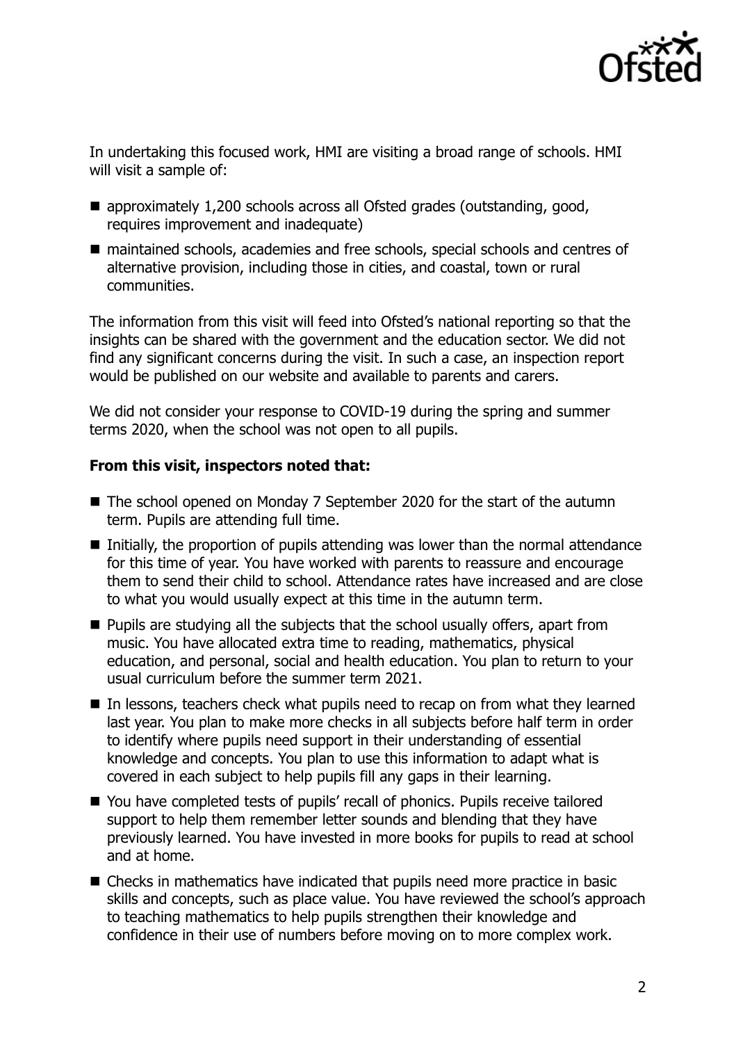In undertaking this focused work, HMI are visiting a broad range of schools. HMI will visit a sample of:

- approximately 1,200 schools across all Ofsted grades (outstanding, good, requires improvement and inadequate)
- maintained schools, academies and free schools, special schools and centres of alternative provision, including those in cities, and coastal, town or rural communities.

The information from this visit will feed into Ofsted's national reporting so that the insights can be shared with the government and the education sector. We did not find any significant concerns during the visit. In such a case, an inspection report would be published on our website and available to parents and carers.

We did not consider your response to COVID-19 during the spring and summer terms 2020, when the school was not open to all pupils.

**From this visit, inspectors noted that:**

- The school opened on Monday 7 September 2020 for the start of the autumn term. Pupils are attending full time.
- Initially, the proportion of pupils attending was lower than the normal attendance for this time of year. You have worked with parents to reassure and encourage them to send their child to school. Attendance rates have increased and are close to what you would usually expect at this time in the autumn term.
- Pupils are studying all the subjects that the school usually offers, apart from music. You have allocated extra time to reading, mathematics, physical education, and personal, social and health education. You plan to return to your usual curriculum before the summer term 2021.
- In lessons, teachers check what pupils need to recap on from what they learned last year. You plan to make more checks in all subjects before half term in order to identify where pupils need support in their understanding of essential knowledge and concepts. You plan to use this information to adapt what is covered in each subject to help pupils fill any gaps in their learning.
- You have completed tests of pupils' recall of phonics. Pupils receive tailored support to help them remember letter sounds and blending that they have previously learned. You have invested in more books for pupils to read at school and at home.
- Checks in mathematics have indicated that pupils need more practice in basic skills and concepts, such as place value. You have reviewed the school's approach to teaching mathematics to help pupils strengthen their knowledge and confidence in their use of numbers before moving on to more complex work.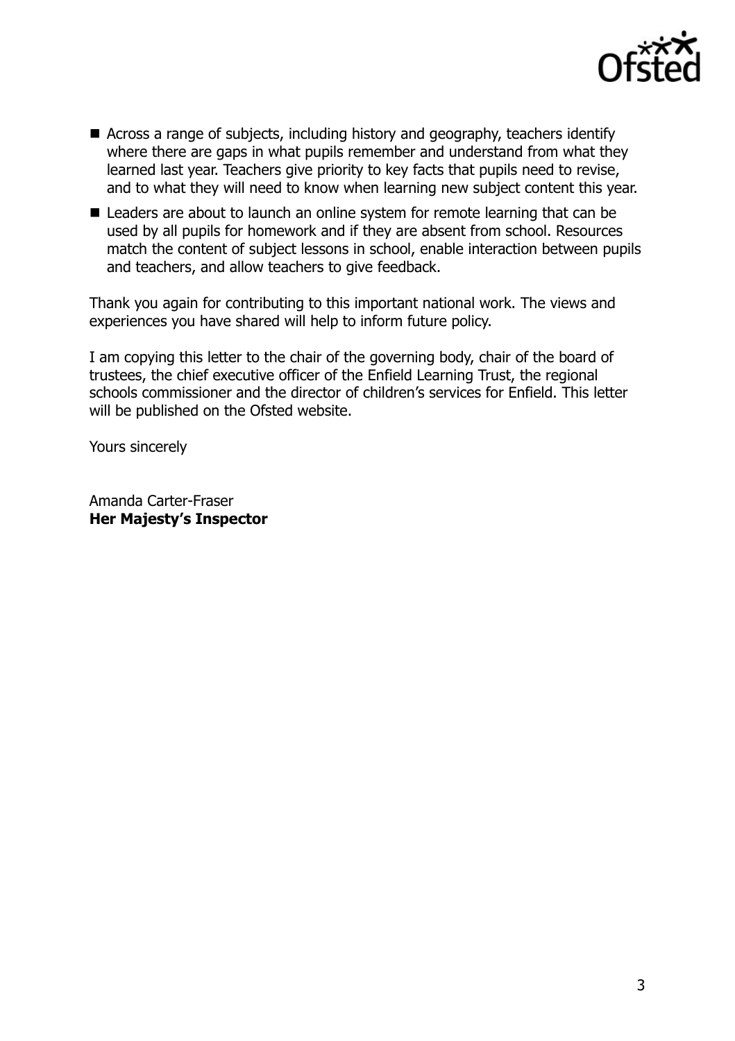- Across a range of subjects, including history and geography, teachers identify where there are gaps in what pupils remember and understand from what they learned last year. Teachers give priority to key facts that pupils need to revise, and to what they will need to know when learning new subject content this year.
- Leaders are about to launch an online system for remote learning that can be used by all pupils for homework and if they are absent from school. Resources match the content of subject lessons in school, enable interaction between pupils and teachers, and allow teachers to give feedback.

Thank you again for contributing to this important national work. The views and experiences you have shared will help to inform future policy.

I am copying this letter to the chair of the governing body, chair of the board of trustees, the chief executive officer of the Enfield Learning Trust, the regional schools commissioner and the director of children's services for Enfield. This letter will be published on the Ofsted website.

Yours sincerely

Amanda Carter-Fraser
**Her Majesty's Inspector**